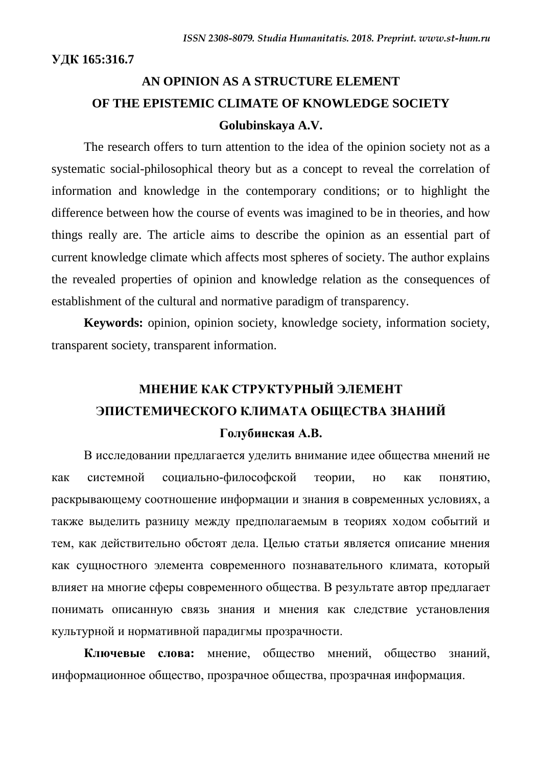**УДК 165:316.7**

# AN OPINION AS A STRUCTURE ELEMENT OF THE EPISTEMIC CLIMATE OF KNOWLEDGE SOCIETY

**Golubinskaya A.V.**

The research offers to turn attention to the idea of the opinion society not as a systematic social-philosophical theory but as a concept to reveal the correlation of information and knowledge in the contemporary conditions; or to highlight the difference between how the course of events was imagined to be in theories, and how things really are. The article aims to describe the opinion as an essential part of current knowledge climate which affects most spheres of society. The author explains the revealed properties of opinion and knowledge relation as the consequences of establishment of the cultural and normative paradigm of transparency.

**Keywords:** opinion, opinion society, knowledge society, information society, transparent society, transparent information.

# МНЕНИЕ КАК СТРУКТУРНЫЙ ЭЛЕМЕНТ ЭПИСТЕМИЧЕСКОГО КЛИМАТА ОБЩЕСТВА ЗНАНИЙ

**Голубинская А.В.**

В исследовании предлагается уделить внимание идее общества мнений не как системной социально-философской теории, но как понятию, раскрывающему соотношение информации и знания в современных условиях, а также выделить разницу между предполагаемым в теориях ходом событий и тем, как действительно обстоят дела. Целью статьи является описание мнения как сущностного элемента современного познавательного климата, который влияет на многие сферы современного общества. В результате автор предлагает понимать описанную связь знания и мнения как следствие установления культурной и нормативной парадигмы прозрачности.

**Ключевые слова:** мнение, общество мнений, общество знаний, информационное общество, прозрачное общества, прозрачная информация.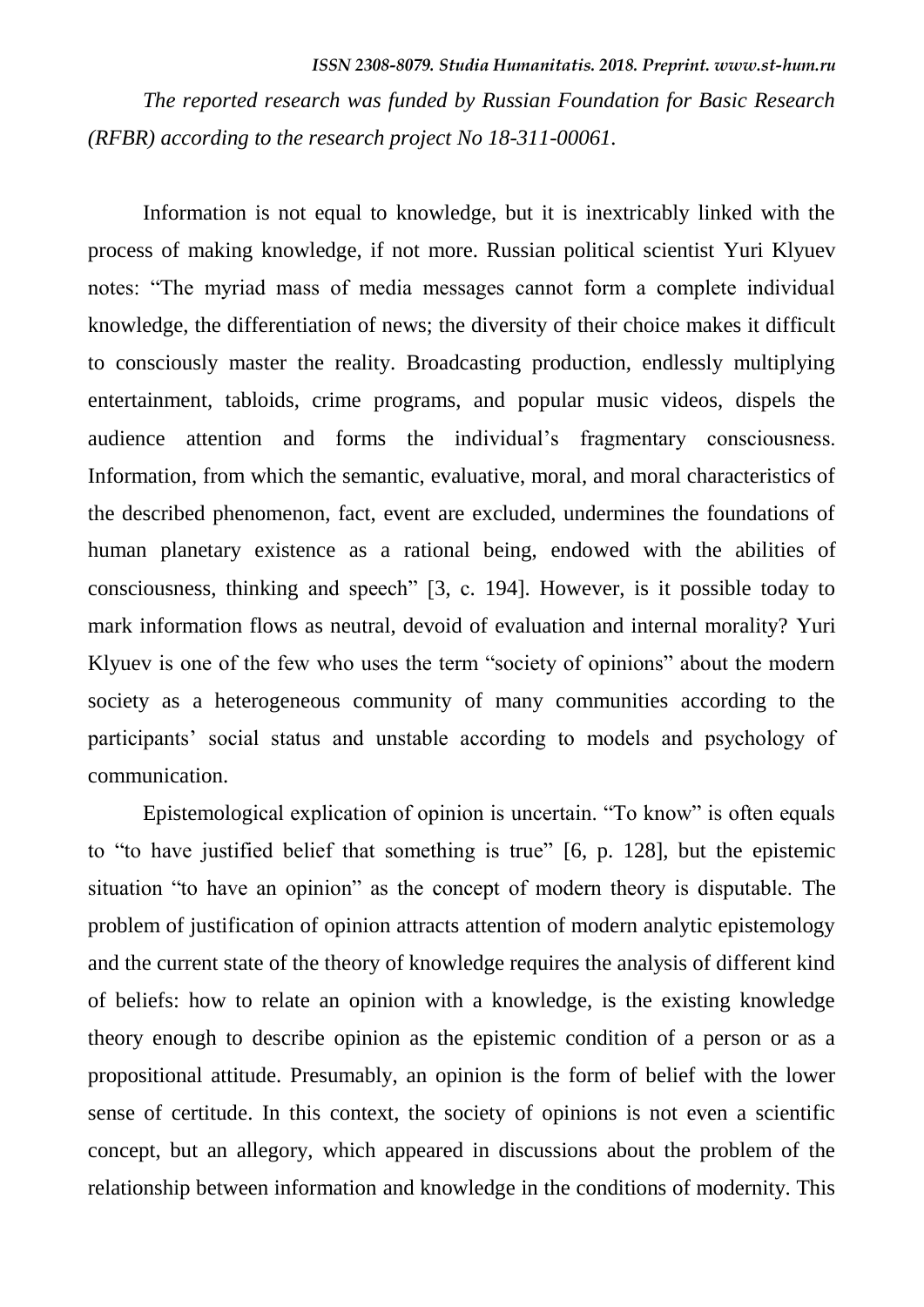*The reported research was funded by Russian Foundation for Basic Research (RFBR) according to the research project No 18-311-00061.*

Information is not equal to knowledge, but it is inextricably linked with the process of making knowledge, if not more. Russian political scientist Yuri Klyuev notes: "The myriad mass of media messages cannot form a complete individual knowledge, the differentiation of news; the diversity of their choice makes it difficult to consciously master the reality. Broadcasting production, endlessly multiplying entertainment, tabloids, crime programs, and popular music videos, dispels the audience attention and forms the individual's fragmentary consciousness. Information, from which the semantic, evaluative, moral, and moral characteristics of the described phenomenon, fact, event are excluded, undermines the foundations of human planetary existence as a rational being, endowed with the abilities of consciousness, thinking and speech" [3, c. 194]. However, is it possible today to mark information flows as neutral, devoid of evaluation and internal morality? Yuri Klyuev is one of the few who uses the term "society of opinions" about the modern society as a heterogeneous community of many communities according to the participants' social status and unstable according to models and psychology of communication.

Epistemological explication of opinion is uncertain. "To know" is often equals to "to have justified belief that something is true" [6, p. 128], but the epistemic situation "to have an opinion" as the concept of modern theory is disputable. The problem of justification of opinion attracts attention of modern analytic epistemology and the current state of the theory of knowledge requires the analysis of different kind of beliefs: how to relate an opinion with a knowledge, is the existing knowledge theory enough to describe opinion as the epistemic condition of a person or as a propositional attitude. Presumably, an opinion is the form of belief with the lower sense of certitude. In this context, the society of opinions is not even a scientific concept, but an allegory, which appeared in discussions about the problem of the relationship between information and knowledge in the conditions of modernity. This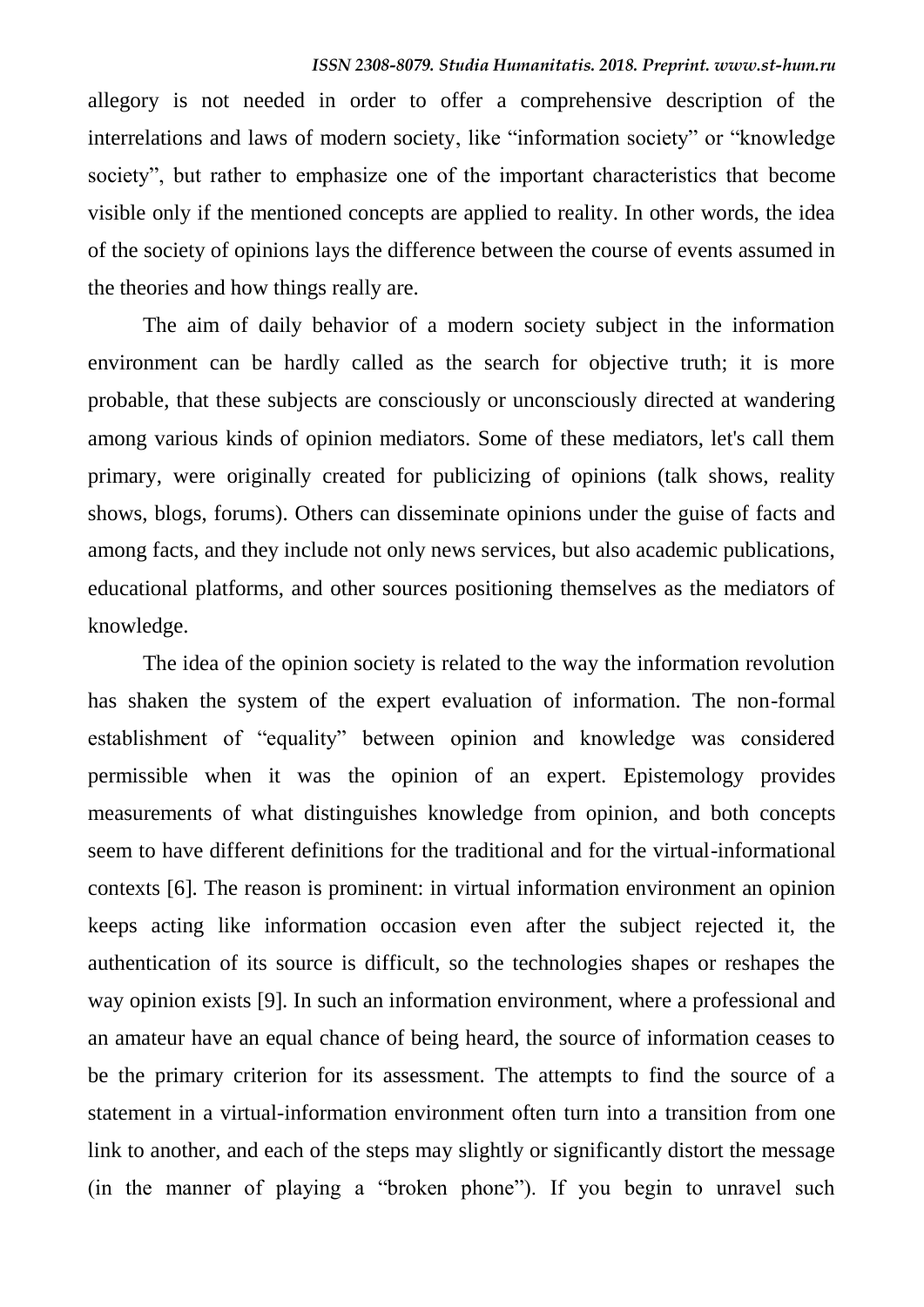allegory is not needed in order to offer a comprehensive description of the interrelations and laws of modern society, like "information society" or "knowledge society", but rather to emphasize one of the important characteristics that become visible only if the mentioned concepts are applied to reality. In other words, the idea of the society of opinions lays the difference between the course of events assumed in the theories and how things really are.

The aim of daily behavior of a modern society subject in the information environment can be hardly called as the search for objective truth; it is more probable, that these subjects are consciously or unconsciously directed at wandering among various kinds of opinion mediators. Some of these mediators, let's call them primary, were originally created for publicizing of opinions (talk shows, reality shows, blogs, forums). Others can disseminate opinions under the guise of facts and among facts, and they include not only news services, but also academic publications, educational platforms, and other sources positioning themselves as the mediators of knowledge.

The idea of the opinion society is related to the way the information revolution has shaken the system of the expert evaluation of information. The non-formal establishment of "equality" between opinion and knowledge was considered permissible when it was the opinion of an expert. Epistemology provides measurements of what distinguishes knowledge from opinion, and both concepts seem to have different definitions for the traditional and for the virtual-informational contexts [6]. The reason is prominent: in virtual information environment an opinion keeps acting like information occasion even after the subject rejected it, the authentication of its source is difficult, so the technologies shapes or reshapes the way opinion exists [9]. In such an information environment, where a professional and an amateur have an equal chance of being heard, the source of information ceases to be the primary criterion for its assessment. The attempts to find the source of a statement in a virtual-information environment often turn into a transition from one link to another, and each of the steps may slightly or significantly distort the message (in the manner of playing a "broken phone"). If you begin to unravel such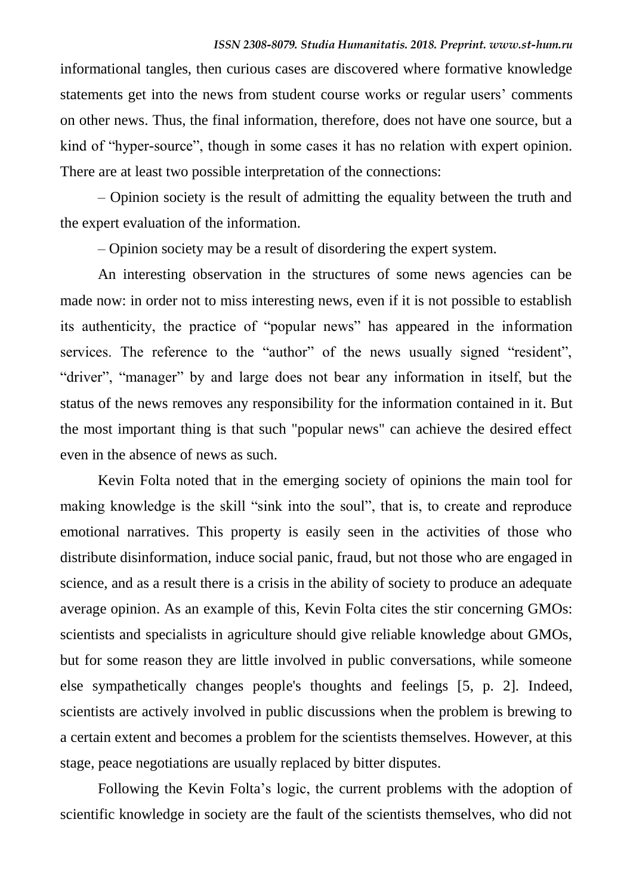informational tangles, then curious cases are discovered where formative knowledge statements get into the news from student course works or regular users' comments on other news. Thus, the final information, therefore, does not have one source, but a kind of "hyper-source", though in some cases it has no relation with expert opinion. There are at least two possible interpretation of the connections:

– Opinion society is the result of admitting the equality between the truth and the expert evaluation of the information.

– Opinion society may be a result of disordering the expert system.

An interesting observation in the structures of some news agencies can be made now: in order not to miss interesting news, even if it is not possible to establish its authenticity, the practice of "popular news" has appeared in the information services. The reference to the "author" of the news usually signed "resident", "driver", "manager" by and large does not bear any information in itself, but the status of the news removes any responsibility for the information contained in it. But the most important thing is that such "popular news" can achieve the desired effect even in the absence of news as such.

Kevin Folta noted that in the emerging society of opinions the main tool for making knowledge is the skill "sink into the soul", that is, to create and reproduce emotional narratives. This property is easily seen in the activities of those who distribute disinformation, induce social panic, fraud, but not those who are engaged in science, and as a result there is a crisis in the ability of society to produce an adequate average opinion. As an example of this, Kevin Folta cites the stir concerning GMOs: scientists and specialists in agriculture should give reliable knowledge about GMOs, but for some reason they are little involved in public conversations, while someone else sympathetically changes people's thoughts and feelings [5, p. 2]. Indeed, scientists are actively involved in public discussions when the problem is brewing to a certain extent and becomes a problem for the scientists themselves. However, at this stage, peace negotiations are usually replaced by bitter disputes.

Following the Kevin Folta's logic, the current problems with the adoption of scientific knowledge in society are the fault of the scientists themselves, who did not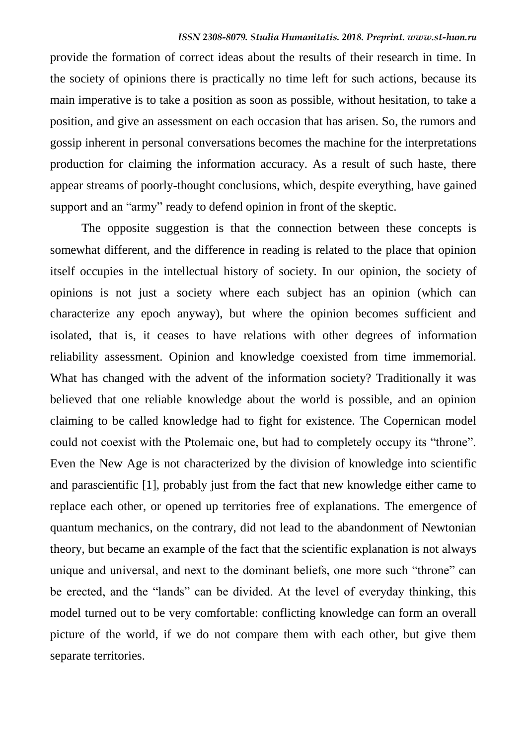provide the formation of correct ideas about the results of their research in time. In the society of opinions there is practically no time left for such actions, because its main imperative is to take a position as soon as possible, without hesitation, to take a position, and give an assessment on each occasion that has arisen. So, the rumors and gossip inherent in personal conversations becomes the machine for the interpretations production for claiming the information accuracy. As a result of such haste, there appear streams of poorly-thought conclusions, which, despite everything, have gained support and an "army" ready to defend opinion in front of the skeptic.

The opposite suggestion is that the connection between these concepts is somewhat different, and the difference in reading is related to the place that opinion itself occupies in the intellectual history of society. In our opinion, the society of opinions is not just a society where each subject has an opinion (which can characterize any epoch anyway), but where the opinion becomes sufficient and isolated, that is, it ceases to have relations with other degrees of information reliability assessment. Opinion and knowledge coexisted from time immemorial. What has changed with the advent of the information society? Traditionally it was believed that one reliable knowledge about the world is possible, and an opinion claiming to be called knowledge had to fight for existence. The Copernican model could not coexist with the Ptolemaic one, but had to completely occupy its "throne". Even the New Age is not characterized by the division of knowledge into scientific and parascientific [1], probably just from the fact that new knowledge either came to replace each other, or opened up territories free of explanations. The emergence of quantum mechanics, on the contrary, did not lead to the abandonment of Newtonian theory, but became an example of the fact that the scientific explanation is not always unique and universal, and next to the dominant beliefs, one more such "throne" can be erected, and the "lands" can be divided. At the level of everyday thinking, this model turned out to be very comfortable: conflicting knowledge can form an overall picture of the world, if we do not compare them with each other, but give them separate territories.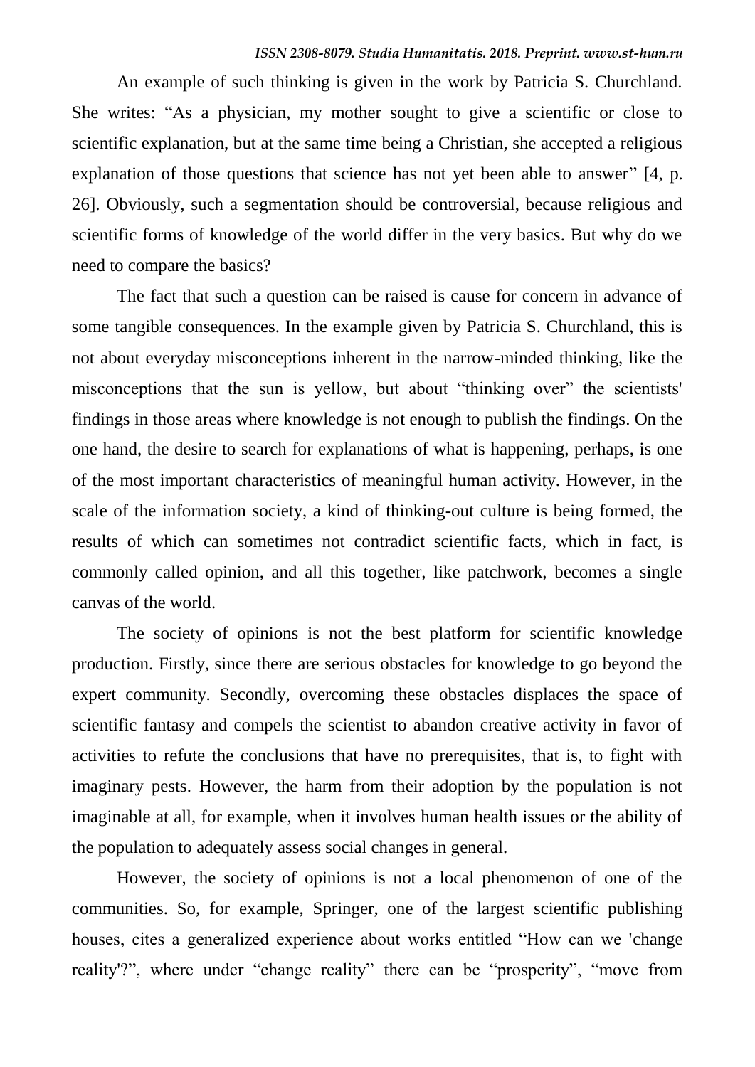An example of such thinking is given in the work by Patricia S. Churchland. She writes: "As a physician, my mother sought to give a scientific or close to scientific explanation, but at the same time being a Christian, she accepted a religious explanation of those questions that science has not yet been able to answer" [4, p. 26]. Obviously, such a segmentation should be controversial, because religious and scientific forms of knowledge of the world differ in the very basics. But why do we need to compare the basics?

The fact that such a question can be raised is cause for concern in advance of some tangible consequences. In the example given by Patricia S. Churchland, this is not about everyday misconceptions inherent in the narrow-minded thinking, like the misconceptions that the sun is yellow, but about "thinking over" the scientists' findings in those areas where knowledge is not enough to publish the findings. On the one hand, the desire to search for explanations of what is happening, perhaps, is one of the most important characteristics of meaningful human activity. However, in the scale of the information society, a kind of thinking-out culture is being formed, the results of which can sometimes not contradict scientific facts, which in fact, is commonly called opinion, and all this together, like patchwork, becomes a single canvas of the world.

The society of opinions is not the best platform for scientific knowledge production. Firstly, since there are serious obstacles for knowledge to go beyond the expert community. Secondly, overcoming these obstacles displaces the space of scientific fantasy and compels the scientist to abandon creative activity in favor of activities to refute the conclusions that have no prerequisites, that is, to fight with imaginary pests. However, the harm from their adoption by the population is not imaginable at all, for example, when it involves human health issues or the ability of the population to adequately assess social changes in general.

However, the society of opinions is not a local phenomenon of one of the communities. So, for example, Springer, one of the largest scientific publishing houses, cites a generalized experience about works entitled "How can we 'change reality'?", where under "change reality" there can be "prosperity", "move from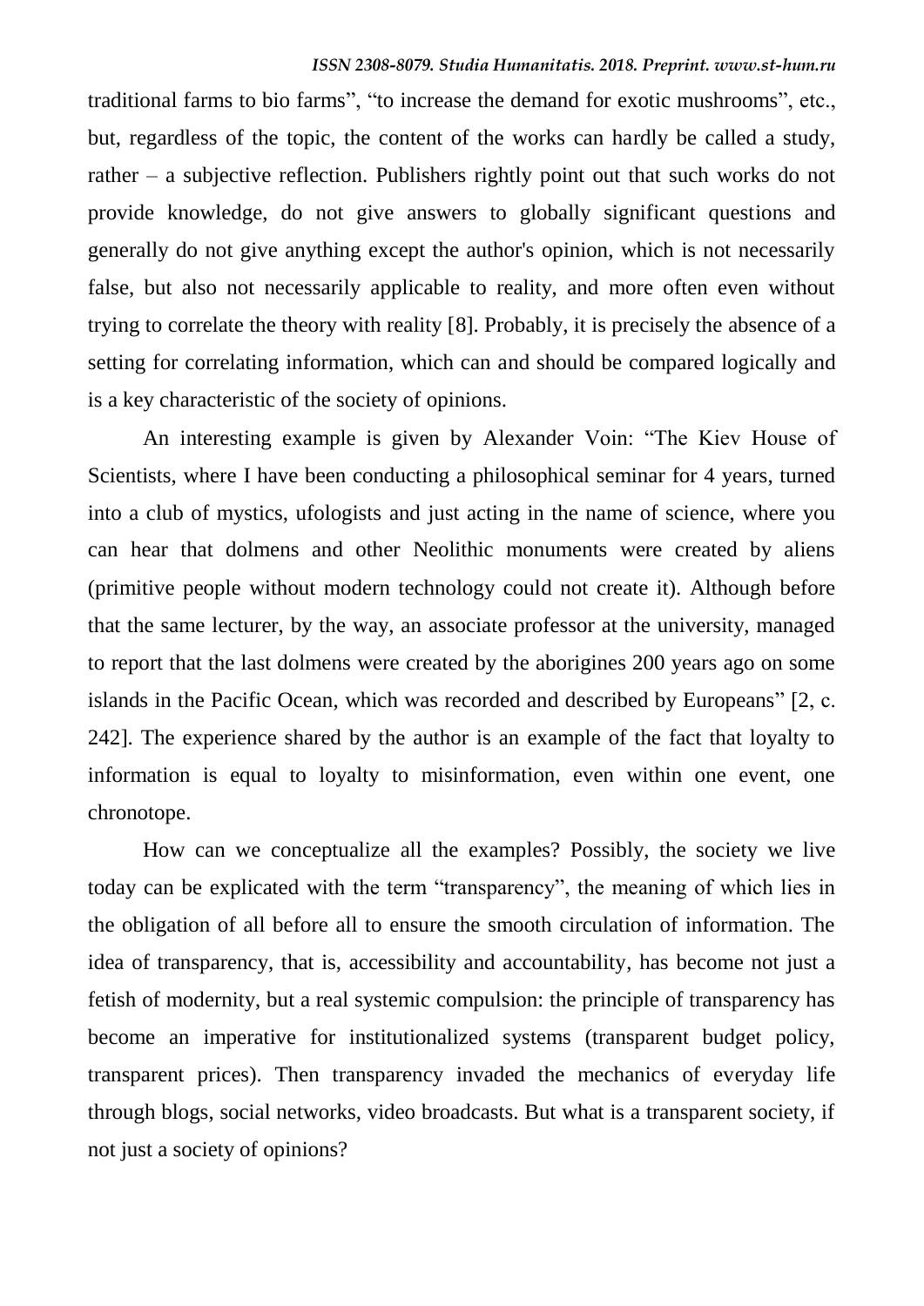traditional farms to bio farms", "to increase the demand for exotic mushrooms", etc., but, regardless of the topic, the content of the works can hardly be called a study, rather – a subjective reflection. Publishers rightly point out that such works do not provide knowledge, do not give answers to globally significant questions and generally do not give anything except the author's opinion, which is not necessarily false, but also not necessarily applicable to reality, and more often even without trying to correlate the theory with reality [8]. Probably, it is precisely the absence of a setting for correlating information, which can and should be compared logically and is a key characteristic of the society of opinions.

An interesting example is given by Alexander Voin: "The Kiev House of Scientists, where I have been conducting a philosophical seminar for 4 years, turned into a club of mystics, ufologists and just acting in the name of science, where you can hear that dolmens and other Neolithic monuments were created by aliens (primitive people without modern technology could not create it). Although before that the same lecturer, by the way, an associate professor at the university, managed to report that the last dolmens were created by the aborigines 200 years ago on some islands in the Pacific Ocean, which was recorded and described by Europeans" [2, c. 242]. The experience shared by the author is an example of the fact that loyalty to information is equal to loyalty to misinformation, even within one event, one chronotope.

How can we conceptualize all the examples? Possibly, the society we live today can be explicated with the term "transparency", the meaning of which lies in the obligation of all before all to ensure the smooth circulation of information. The idea of transparency, that is, accessibility and accountability, has become not just a fetish of modernity, but a real systemic compulsion: the principle of transparency has become an imperative for institutionalized systems (transparent budget policy, transparent prices). Then transparency invaded the mechanics of everyday life through blogs, social networks, video broadcasts. But what is a transparent society, if not just a society of opinions?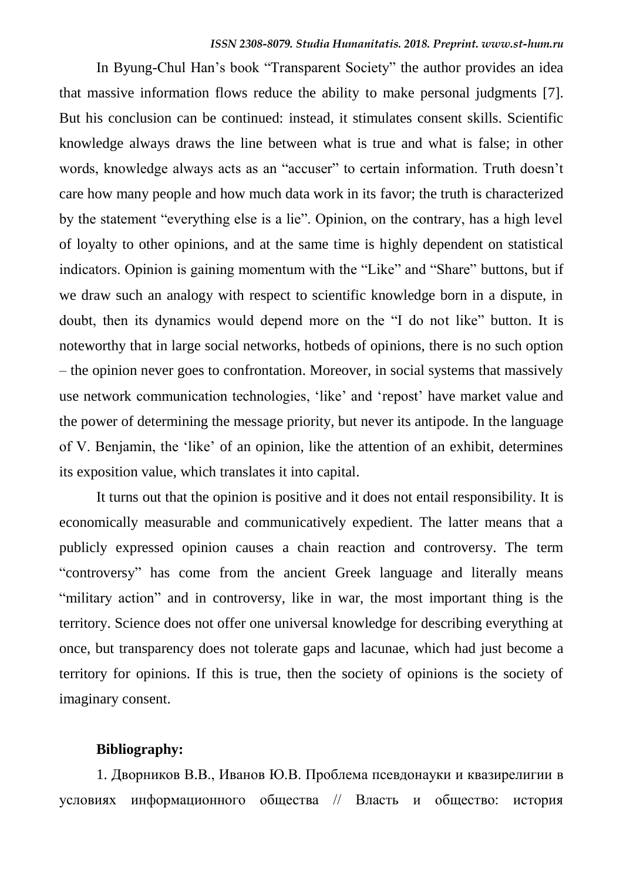In Byung-Chul Han's book "Transparent Society" the author provides an idea that massive information flows reduce the ability to make personal judgments [7]. But his conclusion can be continued: instead, it stimulates consent skills. Scientific knowledge always draws the line between what is true and what is false; in other words, knowledge always acts as an "accuser" to certain information. Truth doesn't care how many people and how much data work in its favor; the truth is characterized by the statement "everything else is a lie". Opinion, on the contrary, has a high level of loyalty to other opinions, and at the same time is highly dependent on statistical indicators. Opinion is gaining momentum with the "Like" and "Share" buttons, but if we draw such an analogy with respect to scientific knowledge born in a dispute, in doubt, then its dynamics would depend more on the "I do not like" button. It is noteworthy that in large social networks, hotbeds of opinions, there is no such option – the opinion never goes to confrontation. Moreover, in social systems that massively use network communication technologies, 'like' and 'repost' have market value and the power of determining the message priority, but never its antipode. In the language of V. Benjamin, the 'like' of an opinion, like the attention of an exhibit, determines its exposition value, which translates it into capital.

It turns out that the opinion is positive and it does not entail responsibility. It is economically measurable and communicatively expedient. The latter means that a publicly expressed opinion causes a chain reaction and controversy. The term "controversy" has come from the ancient Greek language and literally means "military action" and in controversy, like in war, the most important thing is the territory. Science does not offer one universal knowledge for describing everything at once, but transparency does not tolerate gaps and lacunae, which had just become a territory for opinions. If this is true, then the society of opinions is the society of imaginary consent.

**Bibliography:**

1. Дворников В.В., Иванов Ю.В. Проблема псевдонауки и квазирелигии в условиях информационного общества // Власть и общество: история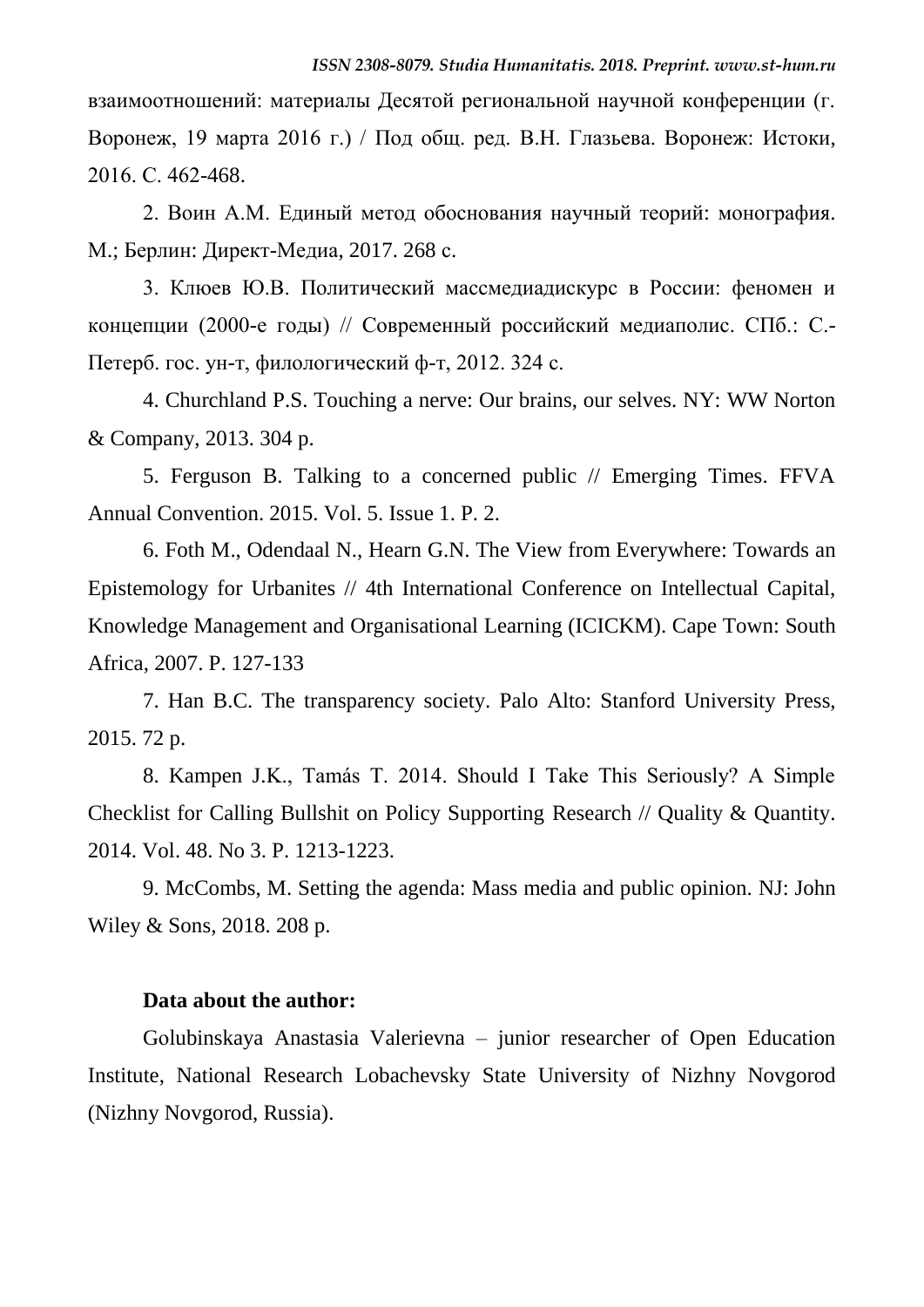взаимоотношений: материалы Десятой региональной научной конференции (г. Воронеж, 19 марта 2016 г.) / Под общ. ред. В.Н. Глазьева. Воронеж: Истоки, 2016. С. 462-468.

2. Воин А.М. Единый метод обоснования научный теорий: монография. М.; Берлин: Директ-Медиа, 2017. 268 с.

3. Клюев Ю.В. Политический массмедиадискурс в России: феномен и концепции (2000-е годы) // Современный российский медиаполис. СПб.: С.-Петерб. гос. ун-т, филологический ф-т, 2012. 324 с.

4. Churchland P.S. Touching a nerve: Our brains, our selves. NY: WW Norton & Company, 2013. 304 p.

5. Ferguson B. Talking to a concerned public // Emerging Times. FFVA Annual Convention. 2015. Vol. 5. Issue 1. P. 2.

6. Foth M., Odendaal N., Hearn G.N. The View from Everywhere: Towards an Epistemology for Urbanites // 4th International Conference on Intellectual Capital, Knowledge Management and Organisational Learning (ICICKM). Cape Town: South Africa, 2007. P. 127-133

7. Han B.C. The transparency society. Palo Alto: Stanford University Press, 2015. 72 p.

8. Kampen J.K., Tamás T. 2014. Should I Take This Seriously? A Simple Checklist for Calling Bullshit on Policy Supporting Research // Quality & Quantity. 2014. Vol. 48. No 3. P. 1213-1223.

9. McCombs, M. Setting the agenda: Mass media and public opinion. NJ: John Wiley & Sons, 2018. 208 p.

**Data about the author:**

Golubinskaya Anastasia Valerievna – junior researcher of Open Education Institute, National Research Lobachevsky State University of Nizhny Novgorod (Nizhny Novgorod, Russia).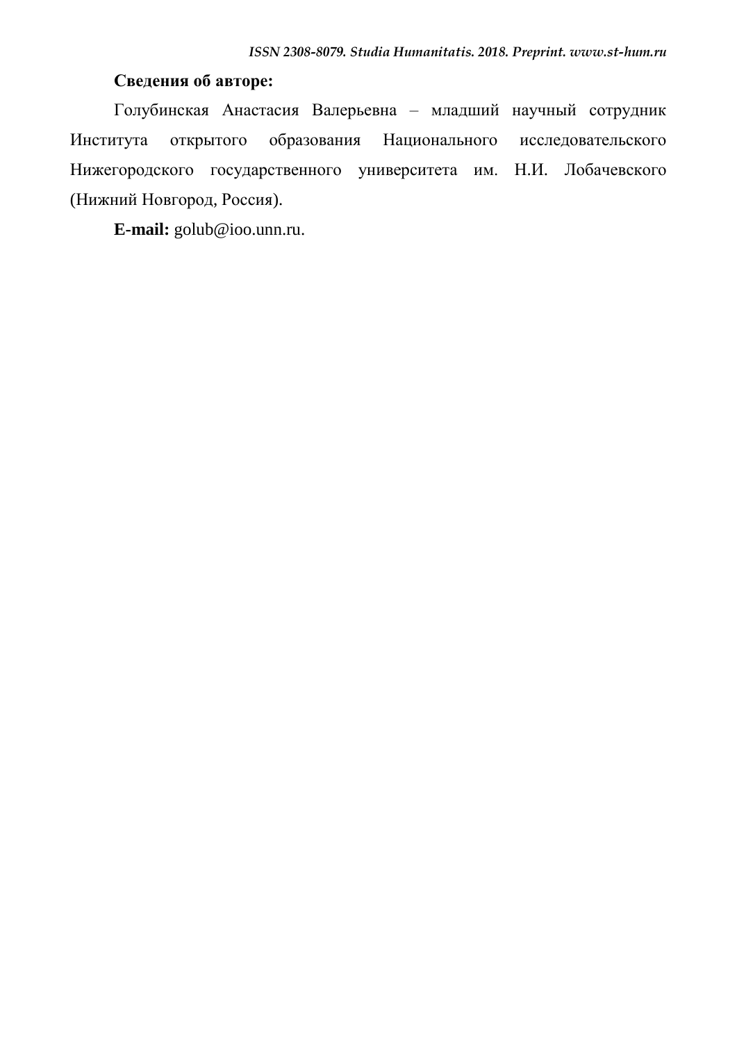**Сведения об авторе:**

Голубинская Анастасия Валерьевна – младший научный сотрудник Института открытого образования Национального исследовательского Нижегородского государственного университета им. Н.И. Лобачевского (Нижний Новгород, Россия).

**E-mail:** golub@ioo.unn.ru.